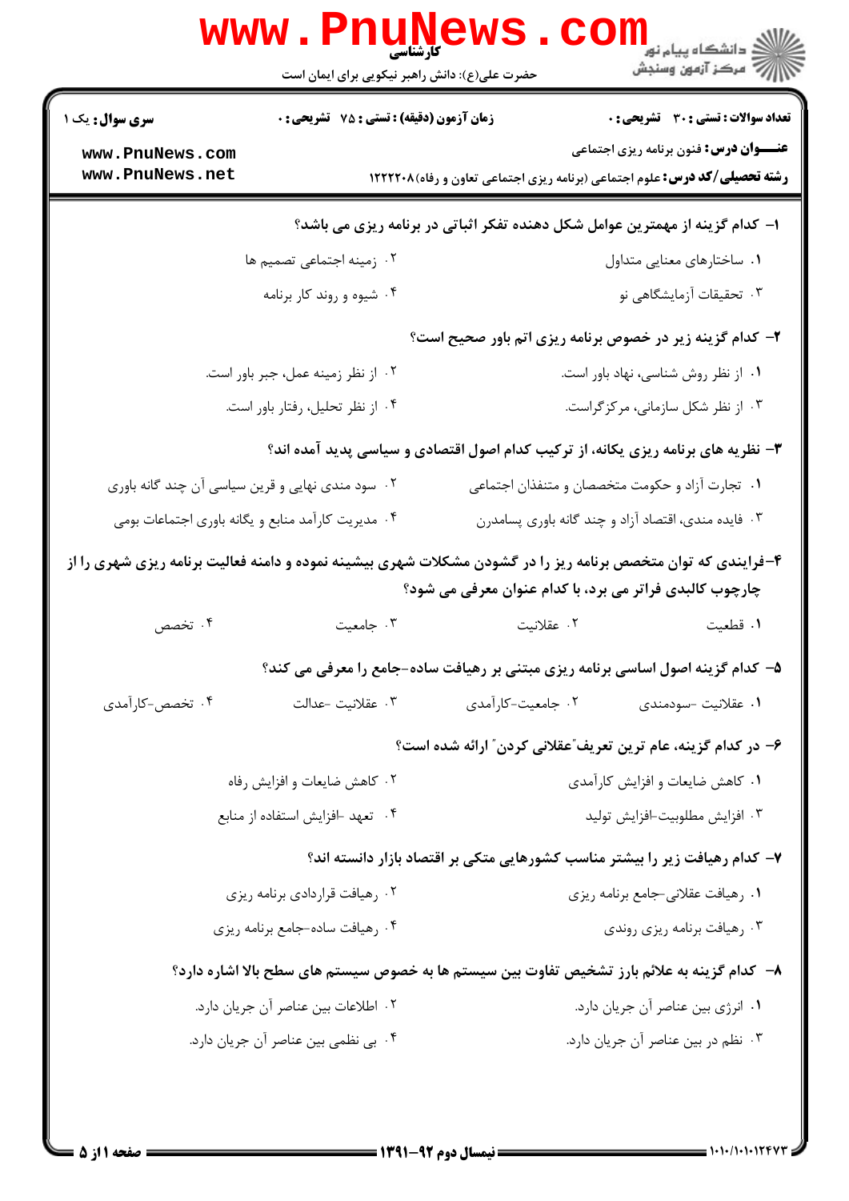**سری سوال:** یک ۱

**زمان آزمون (دقیقه) : تستی : ۷۵ تشریحی : ۰**

**تعداد سوالات : تستی : ۳۰ تشریحی : ۰**

**عنـــوان درس:** فنون برنامه ریزی اجتماعی

**رشته تحصیلی/کد درس:** علوم اجتماعی (برنامه ریزی اجتماعی تعاون و رفاه)۱۲۲۲۲۰۸

۱- کدام گزینه از مهمترین عوامل شکل دهنده تفکر اثباتی در برنامه ریزی می باشد؟

۱. ساختارهای معنایی متداول

۲. زمینه اجتماعی تصمیم ها

۳. تحقیقات آزمایشگاهی نو

۴. شیوه و روند کار برنامه

۲- کدام گزینه زیر در خصوص برنامه ریزی اتم باور صحیح است؟

۱. از نظر روش شناسی، نهاد باور است.

۲. از نظر زمینه عمل، جبر باور است.

۳. از نظر شکل سازمانی، مرکزگراست.

۴. از نظر تحلیل، رفتار باور است.

۳- نظریه های برنامه ریزی یکانه، از ترکیب کدام اصول اقتصادی و سیاسی پدید آمده اند؟

۱. تجارت آزاد و حکومت متخصصان و متنفذان اجتماعی

۲. سود مندی نهایی و قرین سیاسی آن چند گانه باوری

۳. فایده مندی، اقتصاد آزاد و چند گانه باوری پسامدرن

۴. مدیریت کارآمد منابع و یگانه باوری اجتماعات بومی

۴-فرایندی که توان متخصص برنامه ریز را در گشودن مشکلات شهری بیشینه نموده و دامنه فعالیت برنامه ریزی شهری را از چارچوب کالبدی فراتر می برد، با کدام عنوان معرفی می شود؟

۱. قطعیت

۲. عقلانیت

۳. جامعیت

۴. تخصص

۵- کدام گزینه اصول اساسی برنامه ریزی مبتنی بر رهیافت ساده-جامع را معرفی می کند؟

۱. عقلانیت -سودمندی

۲. جامعیت-کارآمدی

۳. عقلانیت -عدالت

۴. تخصص-کارآمدی

۶- در کدام گزینه، عام ترین تعریف"عقلانی کردن" ارائه شده است؟

۱. کاهش ضایعات و افزایش کارآمدی

۲. کاهش ضایعات و افزایش رفاه

۳. افزایش مطلوبیت-افزایش تولید

۴. تعهد -افزایش استفاده از منابع

۷- کدام رهیافت زیر را بیشتر مناسب کشورهایی متکی بر اقتصاد بازار دانسته اند؟

۱. رهیافت عقلانی-جامع برنامه ریزی

۲. رهیافت قراردادی برنامه ریزی

۳. رهیافت برنامه ریزی روندی

۴. رهیافت ساده-جامع برنامه ریزی

۸- کدام گزینه به علائم بارز تشخیص تفاوت بین سیستم ها به خصوص سیستم های سطح بالا اشاره دارد؟

۱. انرژی بین عناصر آن جریان دارد.

۲. اطلاعات بین عناصر آن جریان دارد.

۳. نظم در بین عناصر آن جریان دارد.

۴. بی نظمی بین عناصر آن جریان دارد.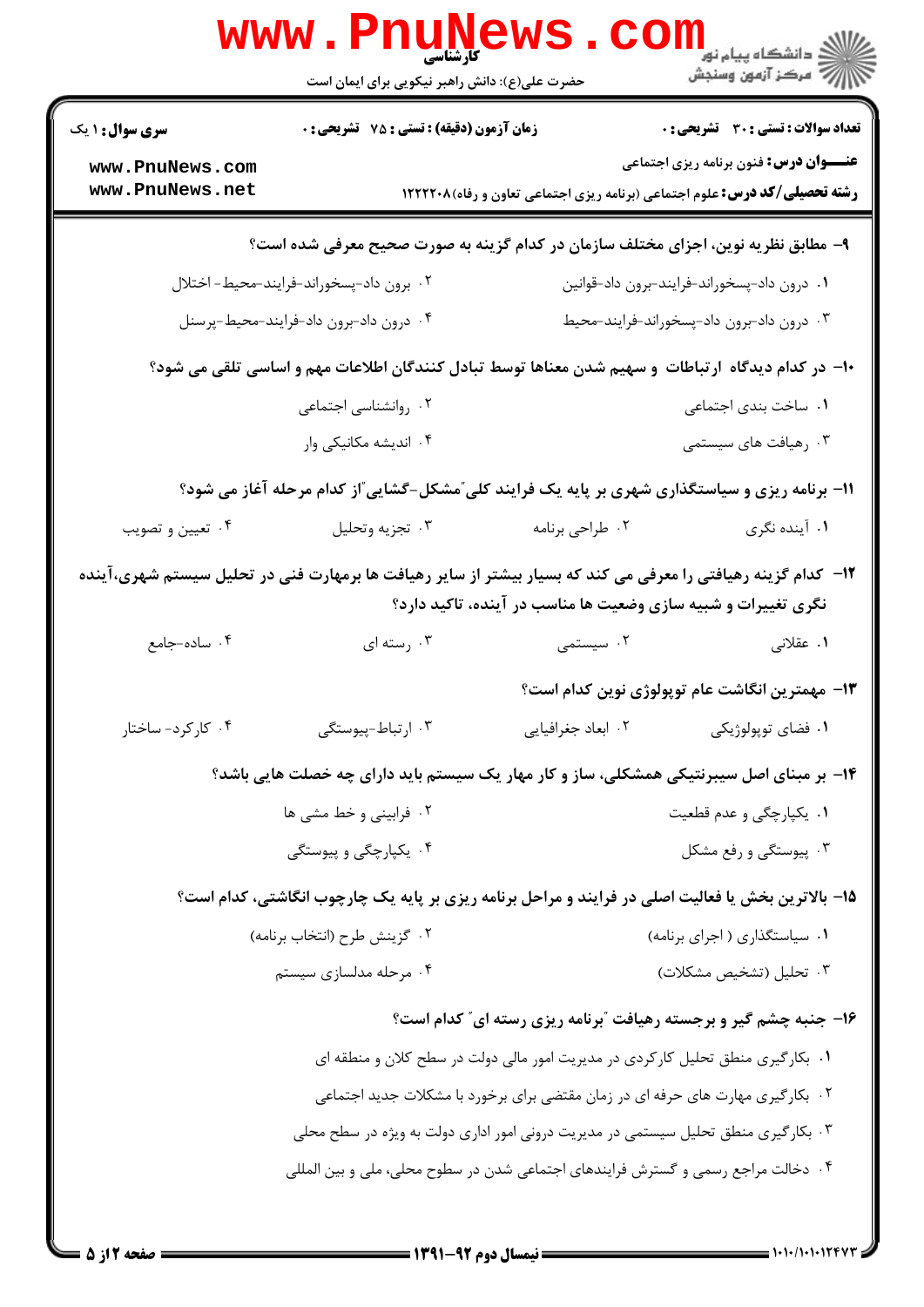**سری سوال:** ۱ یک

**زمان آزمون (دقیقه) : تستی : ۷۵ تشریحی : ۰**

**تعداد سوالات : تستی : ۳۰ تشریحی : ۰**

**عنـــوان درس:** فنون برنامه ریزی اجتماعی

**رشته تحصیلی/کد درس:** علوم اجتماعی (برنامه ریزی اجتماعی تعاون و رفاه)۱۲۲۲۲۰۸

**۹- مطابق نظریه نوین، اجزای مختلف سازمان در کدام گزینه به صورت صحیح معرفی شده است؟**

۱. درون داد-پسخوراند-فرایند-برون داد-قوانین

۲. برون داد-پسخوراند-فرایند-محیط- اختلال

۳. درون داد-برون داد-پسخوراند-فرایند-محیط

۴. درون داد-برون داد-فرایند-محیط-پرسنل

**۱۰- در کدام دیدگاه ارتباطات و سهیم شدن معناها توسط تبادل کنندگان اطلاعات مهم و اساسی تلقی می شود؟**

۱. ساخت بندی اجتماعی

۲. روانشناسی اجتماعی

۳. رهیافت های سیستمی

۴. اندیشه مکانیکی وار

**۱۱- برنامه ریزی و سیاستگذاری شهری بر پایه یک فرایند کلی"مشکل-گشایی"از کدام مرحله آغاز می شود؟**

۱. آینده نگری

۲. طراحی برنامه

۳. تجزیه وتحلیل

۴. تعیین و تصویب

**۱۲- کدام گزینه رهیافتی را معرفی می کند که بسیار بیشتر از سایر رهیافت ها برمهارت فنی در تحلیل سیستم شهری،آینده نگری تغییرات و شبیه سازی وضعیت ها مناسب در آینده، تاکید دارد؟**

۱. عقلانی

۲. سیستمی

۳. رسته ای

۴. ساده-جامع

**۱۳- مهمترین انگاشت عام توپولوژی نوین کدام است؟**

۱. فضای توپولوژیکی

۲. ابعاد جغرافیایی

۳. ارتباط-پیوستگی

۴. کارکرد- ساختار

**۱۴- بر مبنای اصل سیبرنتیکی همشکلی، ساز و کار مهار یک سیستم باید دارای چه خصلت هایی باشد؟**

۱. یکپارچگی و عدم قطعیت

۲. فرابینی و خط مشی ها

۳. پیوستگی و رفع مشکل

۴. یکپارچگی و پیوستگی

**۱۵- بالاترین بخش یا فعالیت اصلی در فرایند و مراحل برنامه ریزی بر پایه یک چارچوب انگاشتی، کدام است؟**

۱. سیاستگذاری ( اجرای برنامه)

۲. گزینش طرح (انتخاب برنامه)

۳. تحلیل (تشخیص مشکلات)

۴. مرحله مدلسازی سیستم

**۱۶- جنبه چشم گیر و برجسته رهیافت "برنامه ریزی رسته ای" کدام است؟**

۱. بکارگیری منطق تحلیل کارکردی در مدیریت امور مالی دولت در سطح کلان و منطقه ای

۲. بکارگیری مهارت های حرفه ای در زمان مقتضی برای برخورد با مشکلات جدید اجتماعی

۳. بکارگیری منطق تحلیل سیستمی در مدیریت درونی امور اداری دولت به ویژه در سطح محلی

۴. دخالت مراجع رسمی و گسترش فرایندهای اجتماعی شدن در سطوح محلی، ملی و بین المللی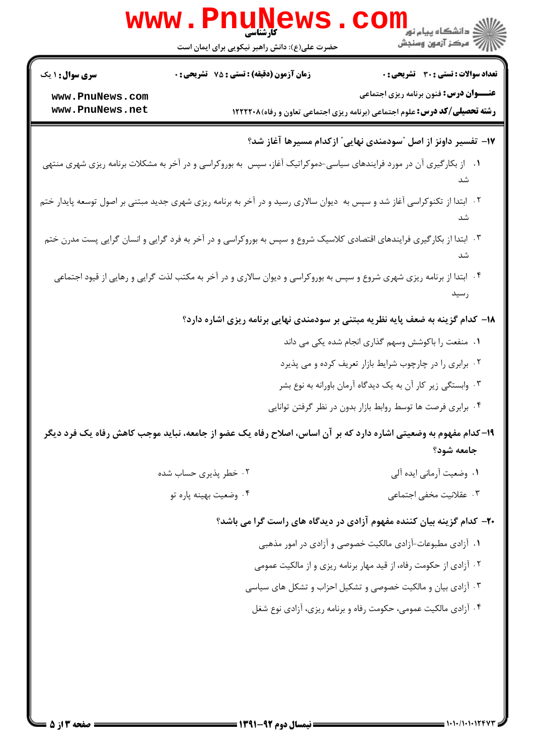۱۷- تفسیر داونز از اصل "سودمندی نهایی" ازکدام مسیرها آغاز شد؟

۱. از بکارگیری آن در مورد فرایندهای سیاسی-دموکراتیک آغاز، سپس به بوروکراسی و در آخر به مشکلات برنامه ریزی شهری منتهی شد

۲. ابتدا از تکنوکراسی آغاز شد و سپس به دیوان سالاری رسید و در آخر به برنامه ریزی شهری جدید مبتنی بر اصول توسعه پایدار ختم شد

۳. ابتدا از بکارگیری فرایندهای اقتصادی کلاسیک شروع و سپس به بوروکراسی و در آخر به فرد گرایی و انسان گرایی پست مدرن ختم شد

۴. ابتدا از برنامه ریزی شهری شروع و سپس به بوروکراسی و دیوان سالاری و در آخر به مکتب لذت گرایی و رهایی از قیود اجتماعی رسید

۱۸- کدام گزینه به ضعف پایه نظریه مبتنی بر سودمندی نهایی برنامه ریزی اشاره دارد؟

۱. منفعت را باکوشش وسهم گذاری انجام شده یکی می داند

۲. برابری را در چارچوب شرایط بازار تعریف کرده و می پذیرد

۳. وابستگی زیر کار آن به یک دیدگاه آرمان باورانه به نوع بشر

۴. برابری فرصت ها توسط روابط بازار بدون در نظر گرفتن توانایی

۱۹- کدام مفهوم به وضعیتی اشاره دارد که بر آن اساس، اصلاح رفاه یک عضو از جامعه، نباید موجب کاهش رفاه یک فرد دیگر جامعه شود؟

۱. وضعیت آرمانی ایده آلی

۲. خطر پذیری حساب شده

۳. عقلانیت مخفی اجتماعی

۴. وضعیت بهینه پاره تو

۲۰- کدام گزینه بیان کننده مفهوم آزادی در دیدگاه های راست گرا می باشد؟

۱. آزادی مطبوعات-آزادی مالکیت خصوصی و آزادی در امور مذهبی

۲. آزادی از حکومت رفاه، از قید مهار برنامه ریزی و از مالکیت عمومی

۳. آزادی بیان و مالکیت خصوصی و تشکیل احزاب و تشکل های سیاسی

۴. آزادی مالکیت عمومی، حکومت رفاه و برنامه ریزی، آزادی نوع شغل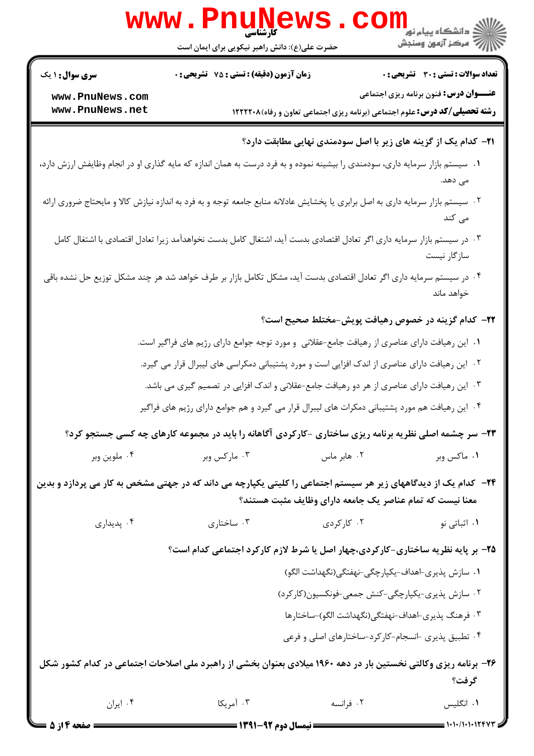**تعداد سوالات : تستی : ۳۰ تشریحی : ۰** | **زمان آزمون (دقیقه) : تستی : ۷۵ تشریحی : ۰** | **سری سوال : ۱ یک**

**عنـــوان درس:** فنون برنامه ریزی اجتماعی

**رشته تحصیلی/کد درس:** علوم اجتماعی (برنامه ریزی اجتماعی تعاون و رفاه)۱۲۲۲۲۰۸

**۲۱- کدام یک از گزینه های زیر با اصل سودمندی نهایی مطابقت دارد؟**

۱. سیستم بازار سرمایه داری، سودمندی را بیشینه نموده و به فرد درست به همان اندازه که مایه گذاری او در انجام وظایفش ارزش دارد، می دهد.

۲. سیستم بازار سرمایه داری به اصل برابری یا پخشایش عادلانه منابع جامعه توجه و به فرد به اندازه نیازش کالا و مایحتاج ضروری ارائه می کند

۳. در سیستم بازار سرمایه داری اگر تعادل اقتصادی بدست آید، اشتغال کامل بدست نخواهدآمد زیرا تعادل اقتصادی با اشتغال کامل سازگار نیست

۴. در سیستم سرمایه داری اگر تعادل اقتصادی بدست آید، مشکل تکامل بازار بر طرف خواهد شد هر چند مشکل توزیع حل نشده باقی خواهد ماند

**۲۲- کدام گزینه در خصوص رهیافت پویش-مختلط صحیح است؟**

۱. این رهیافت دارای عناصری از رهیافت جامع-عقلانی و مورد توجه جوامع دارای رژیم های فراگیر است.

۲. این رهیافت دارای عناصری از اندک افزایی است و مورد پشتیبانی دمکراسی های لیبرال قرار می گیرد.

۳. این رهیافت دارای عناصری از هر دو رهیافت جامع-عقلانی و اندک افزایی در تصمیم گیری می باشد.

۴. این رهیافت هم مورد پشتیبانی دمکرات های لیبرال قرار می گیرد و هم جوامع دارای رژیم های فراگیر

**۲۳- سر چشمه اصلی نظریه برنامه ریزی ساختاری -کارکردی آگاهانه را باید در مجموعه کارهای چه کسی جستجو کرد؟**

۱. ماکس وبر ۲. هابر ماس ۳. مارکس وبر ۴. ملوین وبر

**۲۴- کدام یک از دیدگاههای زیر هر سیستم اجتماعی را کلیتی یکپارچه می داند که در جهتی مشخص به کار می پردازد و بدین معنا نیست که تمام عناصر یک جامعه دارای وظایف مثبت هستند؟**

۱. اثباتی نو ۲. کارکردی ۳. ساختاری ۴. پدیداری

**۲۵- بر پایه نظریه ساختاری-کارکردی،چهار اصل یا شرط لازم کارکرد اجتماعی کدام است؟**

۱. سازش پذیری-اهداف-یکپارچگی-نهفتگی(نگهداشت الگو)

۲. سازش پذیری-یکپارچگی-کنش جمعی-فونکسیون(کارکرد)

۳. فرهنگ پذیری-اهداف-نهفتگی(نگهداشت الگو)-ساختارها

۴. تطبیق پذیری -انسجام-کارکرد-ساختارهای اصلی و فرعی

**۲۶- برنامه ریزی وکالتی نخستین بار در دهه ۱۹۶۰ میلادی بعنوان بخشی از راهبرد ملی اصلاحات اجتماعی در کدام کشور شکل گرفت؟**

۱. انگلیس ۲. فرانسه ۳. آمریکا ۴. ایران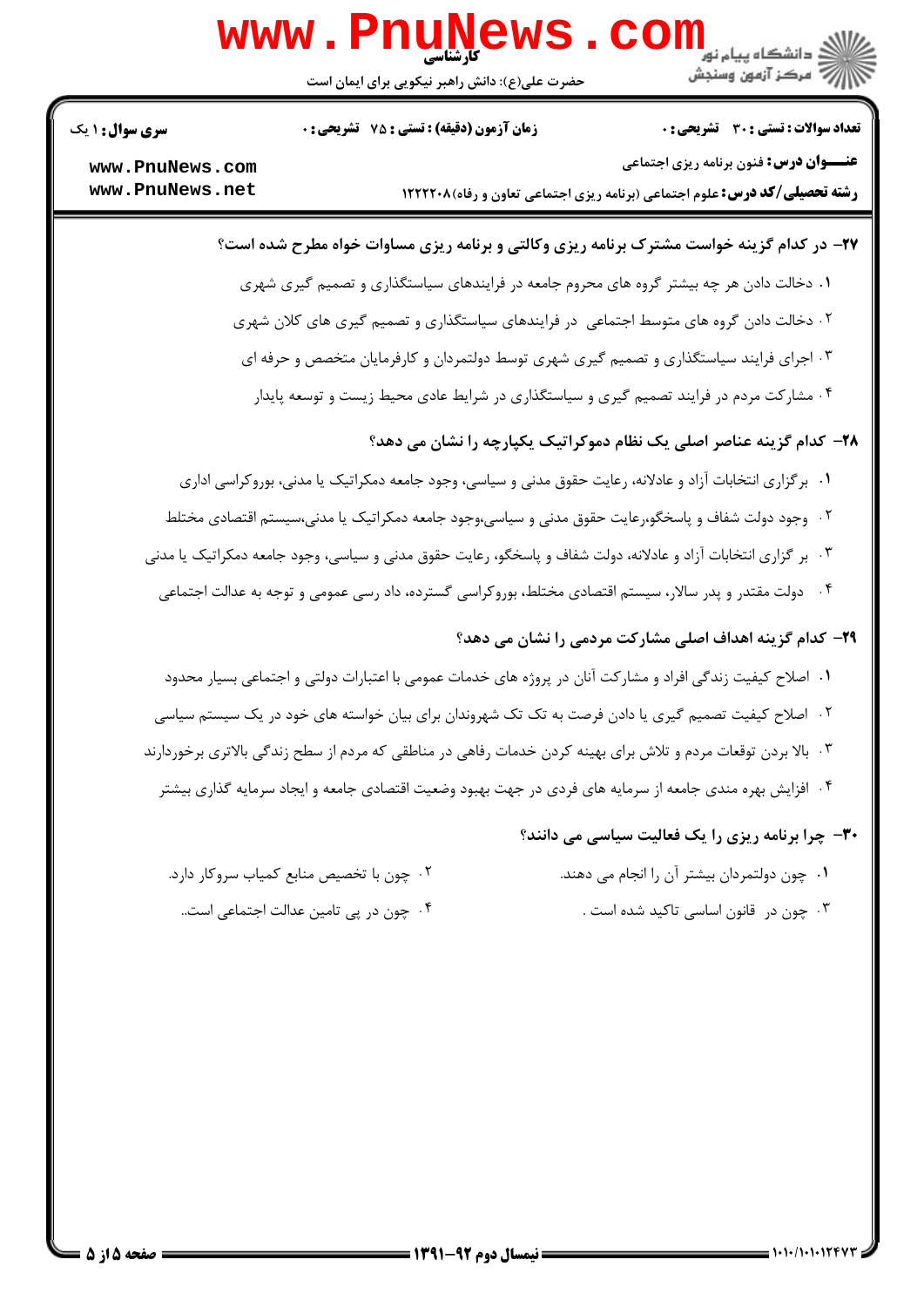**۲۷- در کدام گزینه خواست مشترک برنامه ریزی وکالتی و برنامه ریزی مساوات خواه مطرح شده است؟**

۱. دخالت دادن هر چه بیشتر گروه های محروم جامعه در فرایندهای سیاستگذاری و تصمیم گیری شهری

۲. دخالت دادن گروه های متوسط اجتماعی در فرایندهای سیاستگذاری و تصمیم گیری های کلان شهری

۳. اجرای فرایند سیاستگذاری و تصمیم گیری شهری توسط دولتمردان و کارفرمایان متخصص و حرفه ای

۴. مشارکت مردم در فرایند تصمیم گیری و سیاستگذاری در شرایط عادی محیط زیست و توسعه پایدار

**۲۸- کدام گزینه عناصر اصلی یک نظام دموکراتیک یکپارچه را نشان می دهد؟**

۱. برگزاری انتخابات آزاد و عادلانه، رعایت حقوق مدنی و سیاسی، وجود جامعه دمکراتیک یا مدنی، بوروکراسی اداری

۲. وجود دولت شفاف و پاسخگو،رعایت حقوق مدنی و سیاسی،وجود جامعه دمکراتیک یا مدنی،سیستم اقتصادی مختلط

۳. بر گزاری انتخابات آزاد و عادلانه، دولت شفاف و پاسخگو، رعایت حقوق مدنی و سیاسی، وجود جامعه دمکراتیک یا مدنی

۴. دولت مقتدر و پدر سالار، سیستم اقتصادی مختلط، بوروکراسی گسترده، داد رسی عمومی و توجه به عدالت اجتماعی

**۲۹- کدام گزینه اهداف اصلی مشارکت مردمی را نشان می دهد؟**

۱. اصلاح کیفیت زندگی افراد و مشارکت آنان در پروژه های خدمات عمومی با اعتبارات دولتی و اجتماعی بسیار محدود

۲. اصلاح کیفیت تصمیم گیری یا دادن فرصت به تک تک شهروندان برای بیان خواسته های خود در یک سیستم سیاسی

۳. بالا بردن توقعات مردم و تلاش برای بهینه کردن خدمات رفاهی در مناطقی که مردم از سطح زندگی بالاتری برخوردارند

۴. افزایش بهره مندی جامعه از سرمایه های فردی در جهت بهبود وضعیت اقتصادی جامعه و ایجاد سرمایه گذاری بیشتر

**۳۰- چرا برنامه ریزی را یک فعالیت سیاسی می دانند؟**

۱. چون دولتمردان بیشتر آن را انجام می دهند.

۲. چون با تخصیص منابع کمیاب سروکار دارد.

۳. چون در قانون اساسی تاکید شده است .

۴. چون در پی تامین عدالت اجتماعی است..